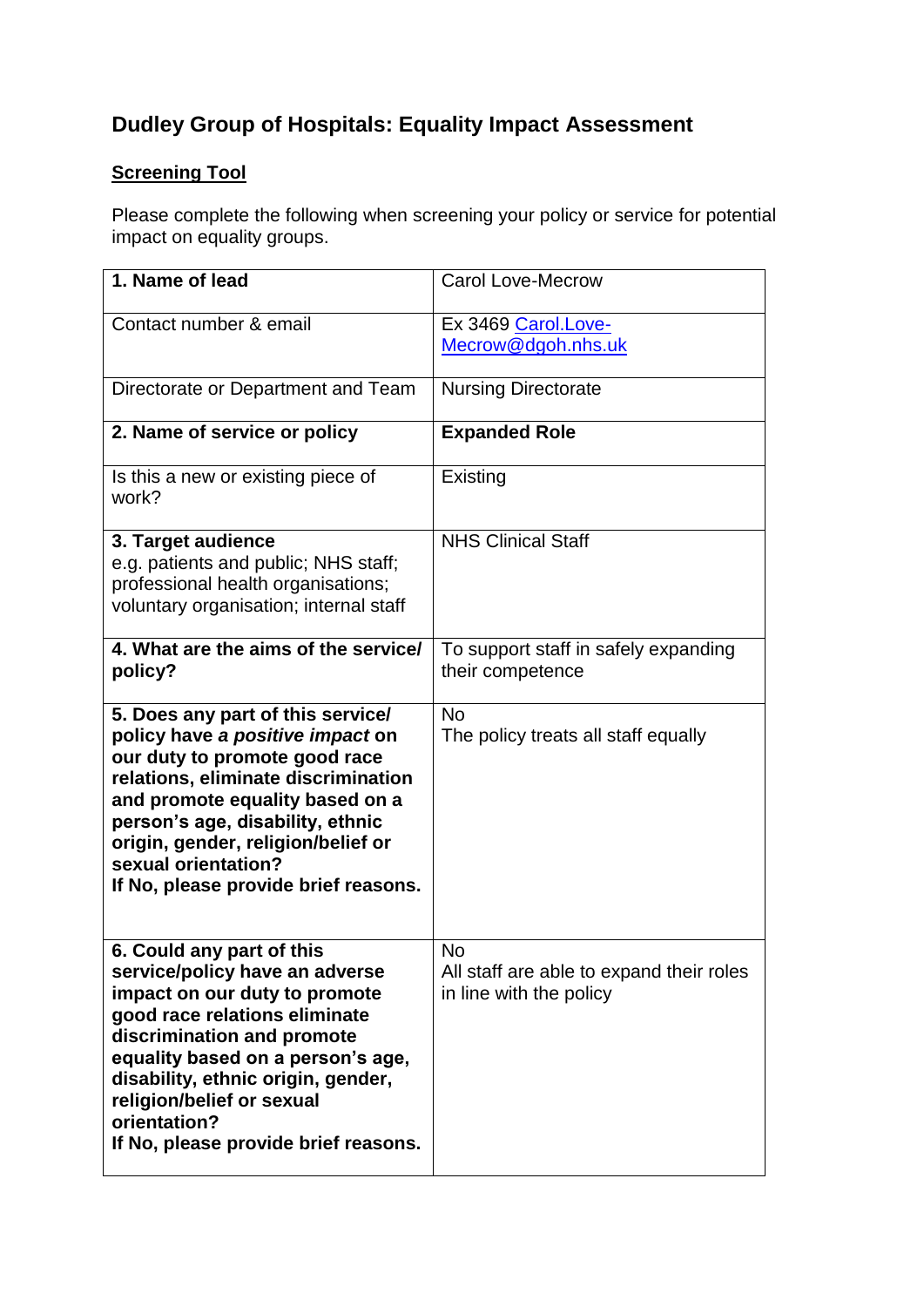# Dudley Group of Hospitals: Equality Impact Assessment

## Screening Tool

Please complete the following when screening your policy or service for potential impact on equality groups.

| | |
|---|---|
| **1. Name of lead** | Carol Love-Mecrow |
| Contact number & email | Ex 3469 Carol.Love-Mecrow@dgoh.nhs.uk |
| Directorate or Department and Team | Nursing Directorate |
| **2. Name of service or policy** | **Expanded Role** |
| Is this a new or existing piece of work? | Existing |
| **3. Target audience**<br>e.g. patients and public; NHS staff; professional health organisations; voluntary organisation; internal staff | NHS Clinical Staff |
| **4. What are the aims of the service/ policy?** | To support staff in safely expanding their competence |
| **5. Does any part of this service/ policy have *a positive impact* on our duty to promote good race relations, eliminate discrimination and promote equality based on a person's age, disability, ethnic origin, gender, religion/belief or sexual orientation?**<br>**If No, please provide brief reasons.** | No<br>The policy treats all staff equally |
| **6. Could any part of this service/policy have an adverse impact on our duty to promote good race relations eliminate discrimination and promote equality based on a person's age, disability, ethnic origin, gender, religion/belief or sexual orientation?**<br>**If No, please provide brief reasons.** | No<br>All staff are able to expand their roles in line with the policy |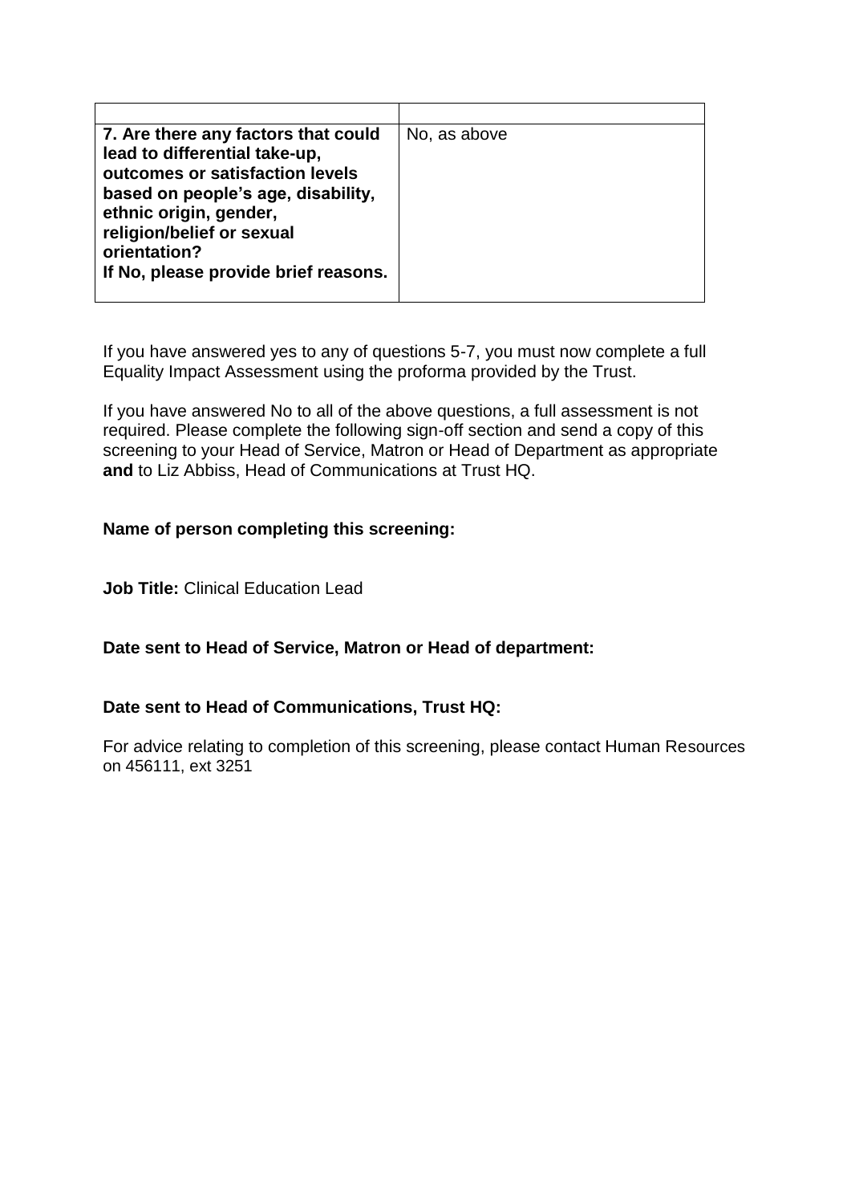| | |
|---|---|
| **7. Are there any factors that could lead to differential take-up, outcomes or satisfaction levels based on people's age, disability, ethnic origin, gender, religion/belief or sexual orientation? If No, please provide brief reasons.** | No, as above |

If you have answered yes to any of questions 5-7, you must now complete a full Equality Impact Assessment using the proforma provided by the Trust.

If you have answered No to all of the above questions, a full assessment is not required. Please complete the following sign-off section and send a copy of this screening to your Head of Service, Matron or Head of Department as appropriate **and** to Liz Abbiss, Head of Communications at Trust HQ.

**Name of person completing this screening:**

**Job Title:** Clinical Education Lead

**Date sent to Head of Service, Matron or Head of department:**

**Date sent to Head of Communications, Trust HQ:**

For advice relating to completion of this screening, please contact Human Resources on 456111, ext 3251